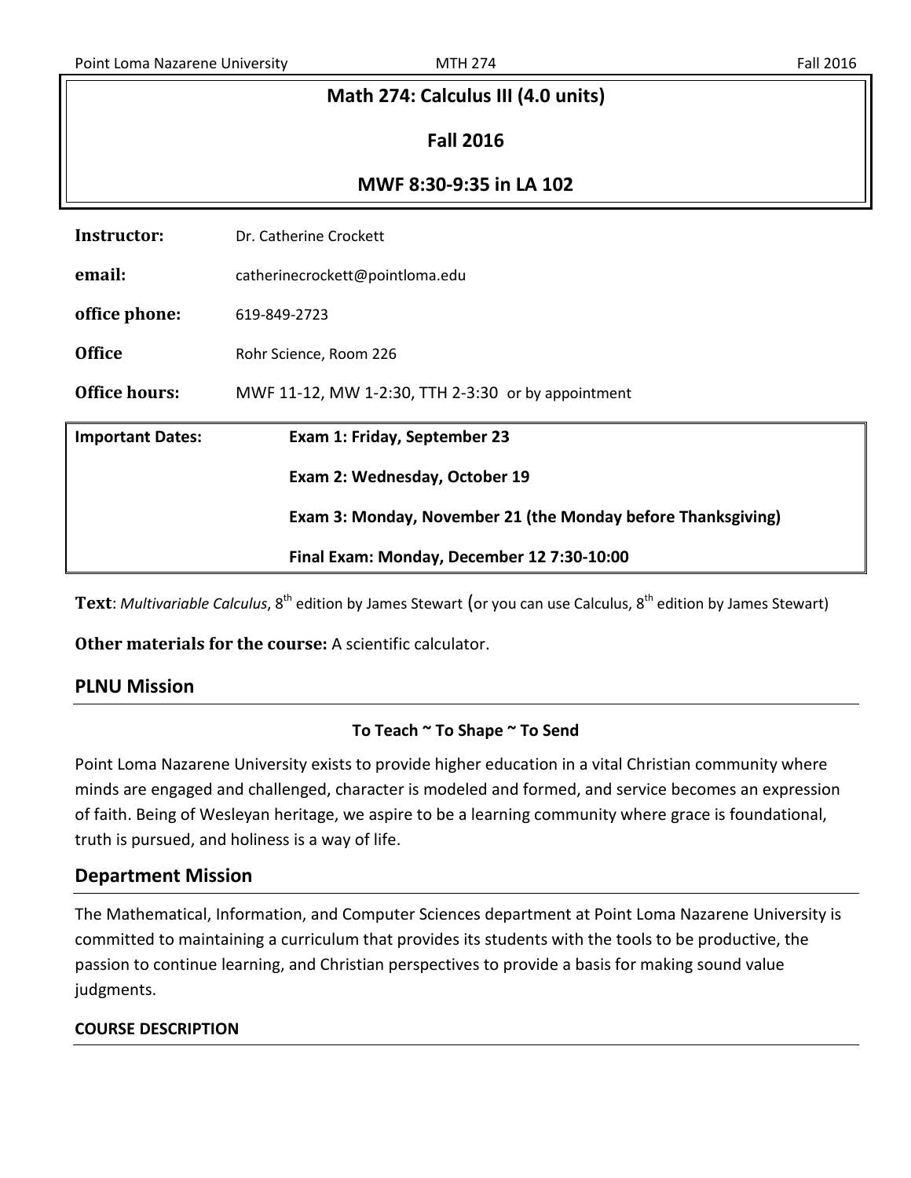# Math 274: Calculus III (4.0 units)

## Fall 2016

## MWF 8:30-9:35 in LA 102

| | |
|---|---|
| **Instructor:** | Dr. Catherine Crockett |
| **email:** | catherinecrockett@pointloma.edu |
| **office phone:** | 619-849-2723 |
| **Office** | Rohr Science, Room 226 |
| **Office hours:** | MWF 11-12, MW 1-2:30, TTH 2-3:30 or by appointment |

| **Important Dates:** | **Exam 1: Friday, September 23** |
|---|---|
| | **Exam 2: Wednesday, October 19** |
| | **Exam 3: Monday, November 21 (the Monday before Thanksgiving)** |
| | **Final Exam: Monday, December 12 7:30-10:00** |

**Text**: *Multivariable Calculus*, 8th edition by James Stewart (or you can use Calculus, 8th edition by James Stewart)

**Other materials for the course:** A scientific calculator.

## PLNU Mission

**To Teach ~ To Shape ~ To Send**

Point Loma Nazarene University exists to provide higher education in a vital Christian community where minds are engaged and challenged, character is modeled and formed, and service becomes an expression of faith. Being of Wesleyan heritage, we aspire to be a learning community where grace is foundational, truth is pursued, and holiness is a way of life.

## Department Mission

The Mathematical, Information, and Computer Sciences department at Point Loma Nazarene University is committed to maintaining a curriculum that provides its students with the tools to be productive, the passion to continue learning, and Christian perspectives to provide a basis for making sound value judgments.

### COURSE DESCRIPTION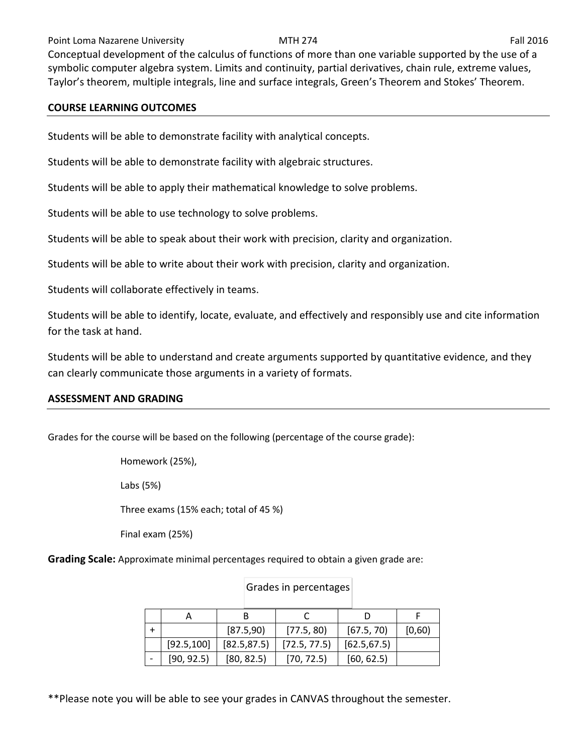Conceptual development of the calculus of functions of more than one variable supported by the use of a symbolic computer algebra system. Limits and continuity, partial derivatives, chain rule, extreme values, Taylor's theorem, multiple integrals, line and surface integrals, Green's Theorem and Stokes' Theorem.

## COURSE LEARNING OUTCOMES

Students will be able to demonstrate facility with analytical concepts.

Students will be able to demonstrate facility with algebraic structures.

Students will be able to apply their mathematical knowledge to solve problems.

Students will be able to use technology to solve problems.

Students will be able to speak about their work with precision, clarity and organization.

Students will be able to write about their work with precision, clarity and organization.

Students will collaborate effectively in teams.

Students will be able to identify, locate, evaluate, and effectively and responsibly use and cite information for the task at hand.

Students will be able to understand and create arguments supported by quantitative evidence, and they can clearly communicate those arguments in a variety of formats.

## ASSESSMENT AND GRADING

Grades for the course will be based on the following (percentage of the course grade):

Homework (25%),

Labs (5%)

Three exams (15% each; total of 45 %)

Final exam (25%)

**Grading Scale:** Approximate minimal percentages required to obtain a given grade are:

Grades in percentages

| | A | B | C | D | F |
|---|---|---|---|---|---|
| + | | [87.5,90) | [77.5, 80) | [67.5, 70) | [0,60) |
| | [92.5,100] | [82.5,87.5) | [72.5, 77.5) | [62.5,67.5) | |
| - | [90, 92.5) | [80, 82.5) | [70, 72.5) | [60, 62.5) | |

**Please note you will be able to see your grades in CANVAS throughout the semester.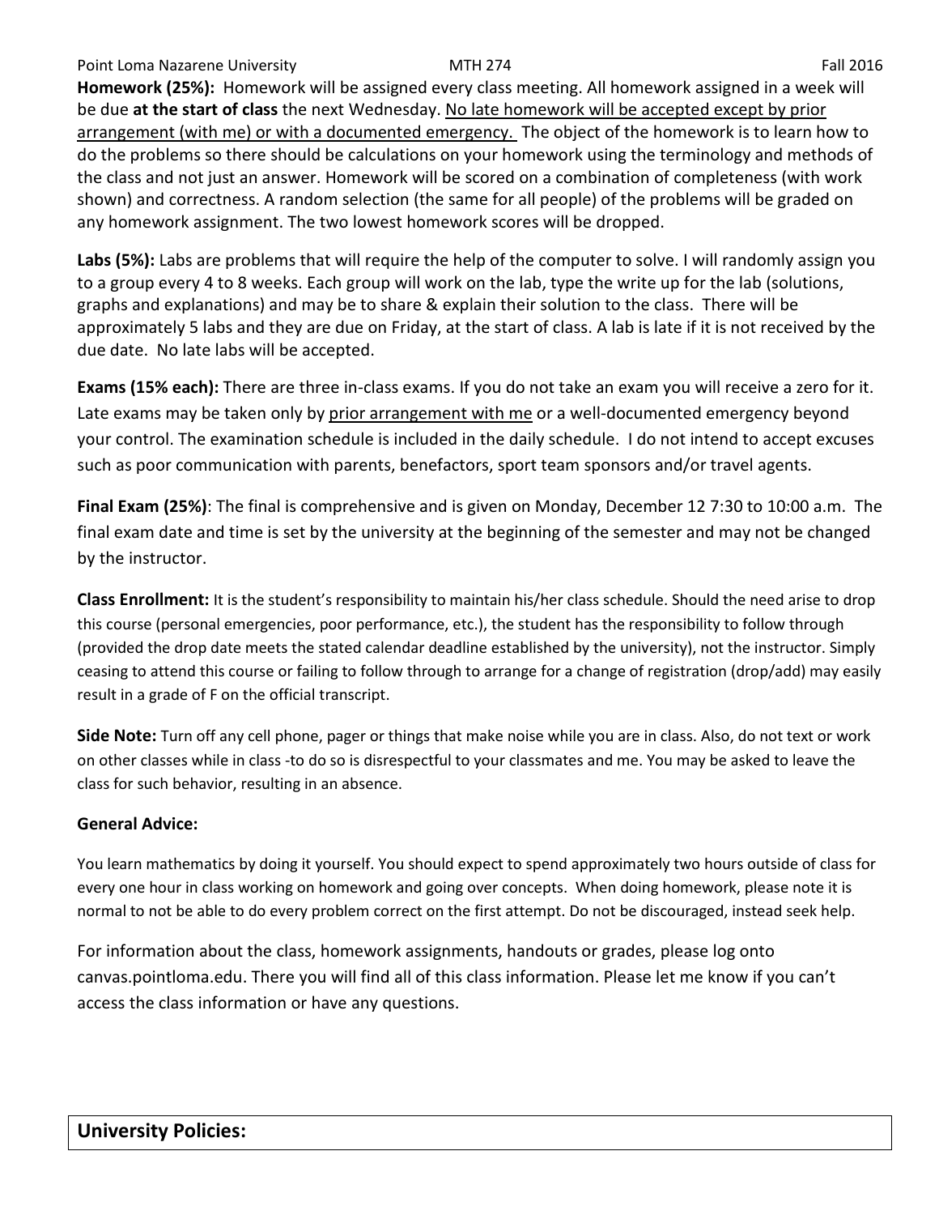**Homework (25%):** Homework will be assigned every class meeting. All homework assigned in a week will be due **at the start of class** the next Wednesday. No late homework will be accepted except by prior arrangement (with me) or with a documented emergency. The object of the homework is to learn how to do the problems so there should be calculations on your homework using the terminology and methods of the class and not just an answer. Homework will be scored on a combination of completeness (with work shown) and correctness. A random selection (the same for all people) of the problems will be graded on any homework assignment. The two lowest homework scores will be dropped.

**Labs (5%):** Labs are problems that will require the help of the computer to solve. I will randomly assign you to a group every 4 to 8 weeks. Each group will work on the lab, type the write up for the lab (solutions, graphs and explanations) and may be to share & explain their solution to the class. There will be approximately 5 labs and they are due on Friday, at the start of class. A lab is late if it is not received by the due date. No late labs will be accepted.

**Exams (15% each):** There are three in-class exams. If you do not take an exam you will receive a zero for it. Late exams may be taken only by prior arrangement with me or a well-documented emergency beyond your control. The examination schedule is included in the daily schedule. I do not intend to accept excuses such as poor communication with parents, benefactors, sport team sponsors and/or travel agents.

**Final Exam (25%)**: The final is comprehensive and is given on Monday, December 12 7:30 to 10:00 a.m. The final exam date and time is set by the university at the beginning of the semester and may not be changed by the instructor.

**Class Enrollment:** It is the student's responsibility to maintain his/her class schedule. Should the need arise to drop this course (personal emergencies, poor performance, etc.), the student has the responsibility to follow through (provided the drop date meets the stated calendar deadline established by the university), not the instructor. Simply ceasing to attend this course or failing to follow through to arrange for a change of registration (drop/add) may easily result in a grade of F on the official transcript.

**Side Note:** Turn off any cell phone, pager or things that make noise while you are in class. Also, do not text or work on other classes while in class -to do so is disrespectful to your classmates and me. You may be asked to leave the class for such behavior, resulting in an absence.

**General Advice:**

You learn mathematics by doing it yourself. You should expect to spend approximately two hours outside of class for every one hour in class working on homework and going over concepts. When doing homework, please note it is normal to not be able to do every problem correct on the first attempt. Do not be discouraged, instead seek help.

For information about the class, homework assignments, handouts or grades, please log onto canvas.pointloma.edu. There you will find all of this class information. Please let me know if you can't access the class information or have any questions.

## University Policies: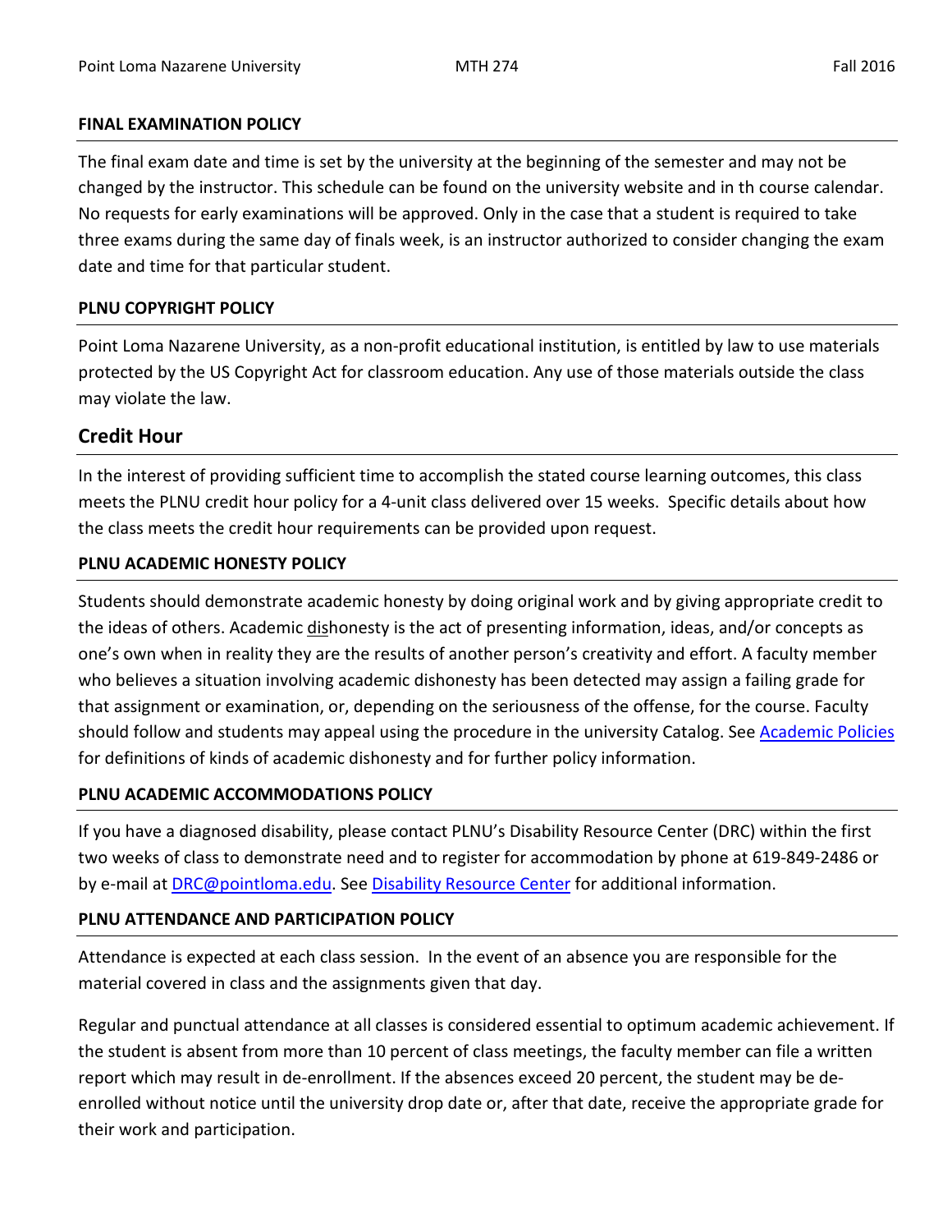### FINAL EXAMINATION POLICY

The final exam date and time is set by the university at the beginning of the semester and may not be changed by the instructor. This schedule can be found on the university website and in th course calendar. No requests for early examinations will be approved. Only in the case that a student is required to take three exams during the same day of finals week, is an instructor authorized to consider changing the exam date and time for that particular student.

### PLNU COPYRIGHT POLICY

Point Loma Nazarene University, as a non-profit educational institution, is entitled by law to use materials protected by the US Copyright Act for classroom education. Any use of those materials outside the class may violate the law.

## Credit Hour

In the interest of providing sufficient time to accomplish the stated course learning outcomes, this class meets the PLNU credit hour policy for a 4-unit class delivered over 15 weeks. Specific details about how the class meets the credit hour requirements can be provided upon request.

### PLNU ACADEMIC HONESTY POLICY

Students should demonstrate academic honesty by doing original work and by giving appropriate credit to the ideas of others. Academic dishonesty is the act of presenting information, ideas, and/or concepts as one's own when in reality they are the results of another person's creativity and effort. A faculty member who believes a situation involving academic dishonesty has been detected may assign a failing grade for that assignment or examination, or, depending on the seriousness of the offense, for the course. Faculty should follow and students may appeal using the procedure in the university Catalog. See Academic Policies for definitions of kinds of academic dishonesty and for further policy information.

### PLNU ACADEMIC ACCOMMODATIONS POLICY

If you have a diagnosed disability, please contact PLNU's Disability Resource Center (DRC) within the first two weeks of class to demonstrate need and to register for accommodation by phone at 619-849-2486 or by e-mail at DRC@pointloma.edu. See Disability Resource Center for additional information.

### PLNU ATTENDANCE AND PARTICIPATION POLICY

Attendance is expected at each class session. In the event of an absence you are responsible for the material covered in class and the assignments given that day.

Regular and punctual attendance at all classes is considered essential to optimum academic achievement. If the student is absent from more than 10 percent of class meetings, the faculty member can file a written report which may result in de-enrollment. If the absences exceed 20 percent, the student may be de-enrolled without notice until the university drop date or, after that date, receive the appropriate grade for their work and participation.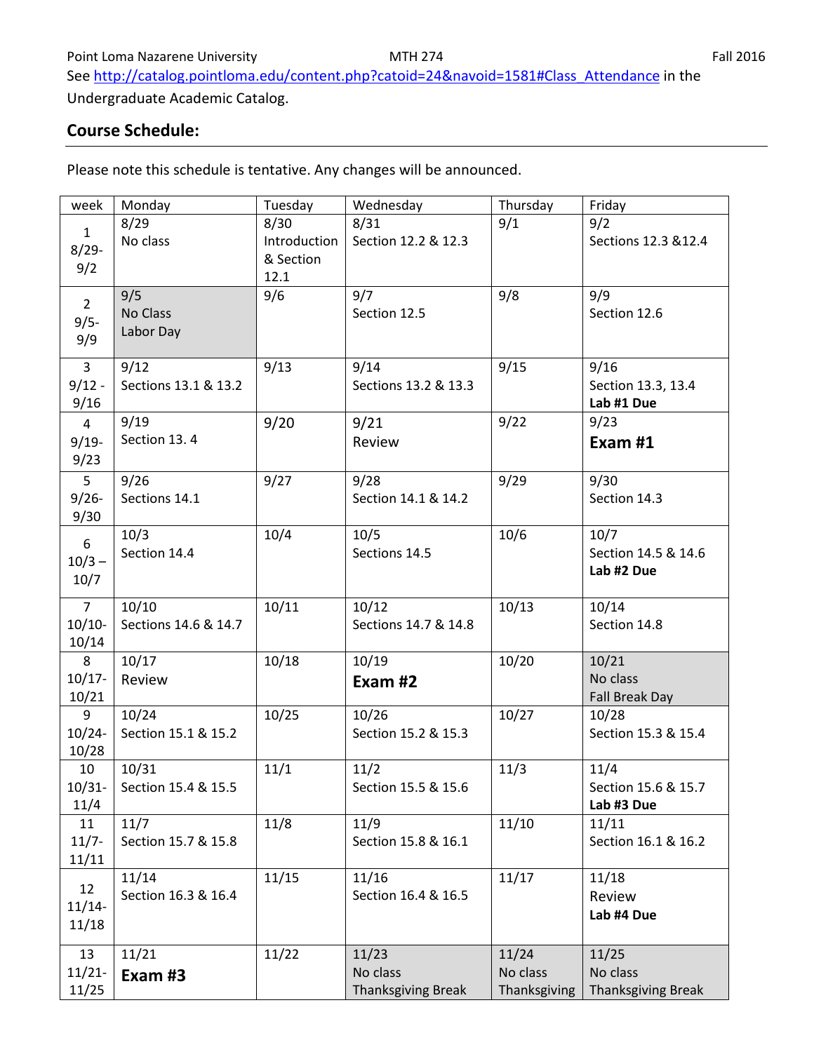See http://catalog.pointloma.edu/content.php?catoid=24&navoid=1581#Class_Attendance in the Undergraduate Academic Catalog.

## Course Schedule:

Please note this schedule is tentative. Any changes will be announced.

| week | Monday | Tuesday | Wednesday | Thursday | Friday |
|---|---|---|---|---|---|
| 1 8/29-9/2 | 8/29 No class | 8/30 Introduction & Section 12.1 | 8/31 Section 12.2 & 12.3 | 9/1 | 9/2 Sections 12.3 &12.4 |
| 2 9/5-9/9 | 9/5 No Class Labor Day | 9/6 | 9/7 Section 12.5 | 9/8 | 9/9 Section 12.6 |
| 3 9/12 - 9/16 | 9/12 Sections 13.1 & 13.2 | 9/13 | 9/14 Sections 13.2 & 13.3 | 9/15 | 9/16 Section 13.3, 13.4 **Lab #1 Due** |
| 4 9/19-9/23 | 9/19 Section 13. 4 | 9/20 | 9/21 Review | 9/22 | 9/23 **Exam #1** |
| 5 9/26-9/30 | 9/26 Sections 14.1 | 9/27 | 9/28 Section 14.1 & 14.2 | 9/29 | 9/30 Section 14.3 |
| 6 10/3 – 10/7 | 10/3 Section 14.4 | 10/4 | 10/5 Sections 14.5 | 10/6 | 10/7 Section 14.5 & 14.6 **Lab #2 Due** |
| 7 10/10-10/14 | 10/10 Sections 14.6 & 14.7 | 10/11 | 10/12 Sections 14.7 & 14.8 | 10/13 | 10/14 Section 14.8 |
| 8 10/17-10/21 | 10/17 Review | 10/18 | 10/19 **Exam #2** | 10/20 | 10/21 No class Fall Break Day |
| 9 10/24-10/28 | 10/24 Section 15.1 & 15.2 | 10/25 | 10/26 Section 15.2 & 15.3 | 10/27 | 10/28 Section 15.3 & 15.4 |
| 10 10/31-11/4 | 10/31 Section 15.4 & 15.5 | 11/1 | 11/2 Section 15.5 & 15.6 | 11/3 | 11/4 Section 15.6 & 15.7 **Lab #3 Due** |
| 11 11/7-11/11 | 11/7 Section 15.7 & 15.8 | 11/8 | 11/9 Section 15.8 & 16.1 | 11/10 | 11/11 Section 16.1 & 16.2 |
| 12 11/14-11/18 | 11/14 Section 16.3 & 16.4 | 11/15 | 11/16 Section 16.4 & 16.5 | 11/17 | 11/18 Review **Lab #4 Due** |
| 13 11/21-11/25 | 11/21 **Exam #3** | 11/22 | 11/23 No class Thanksgiving Break | 11/24 No class Thanksgiving | 11/25 No class Thanksgiving Break |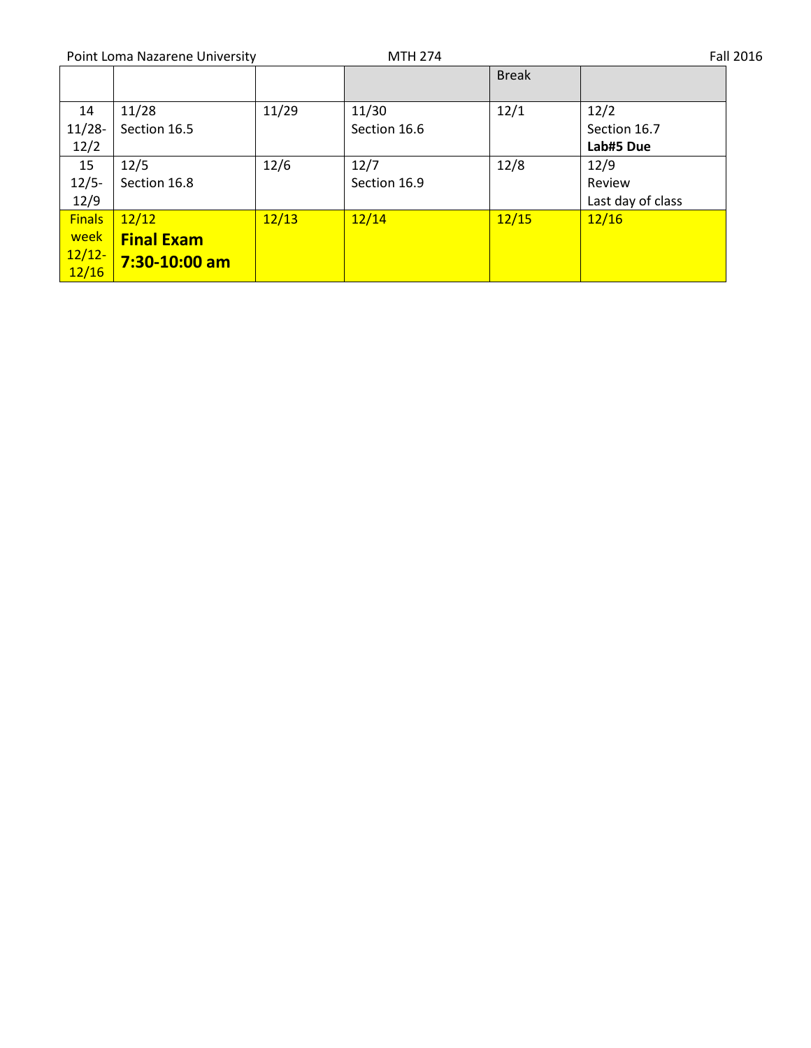| | | | | | |
|---|---|---|---|---|---|
| | | | | Break | |
| 14 11/28-12/2 | 11/28 Section 16.5 | 11/29 | 11/30 Section 16.6 | 12/1 | 12/2 Section 16.7 **Lab#5 Due** |
| 15 12/5-12/9 | 12/5 Section 16.8 | 12/6 | 12/7 Section 16.9 | 12/8 | 12/9 Review Last day of class |
| Finals week 12/12-12/16 | 12/12 **Final Exam 7:30-10:00 am** | 12/13 | 12/14 | 12/15 | 12/16 |